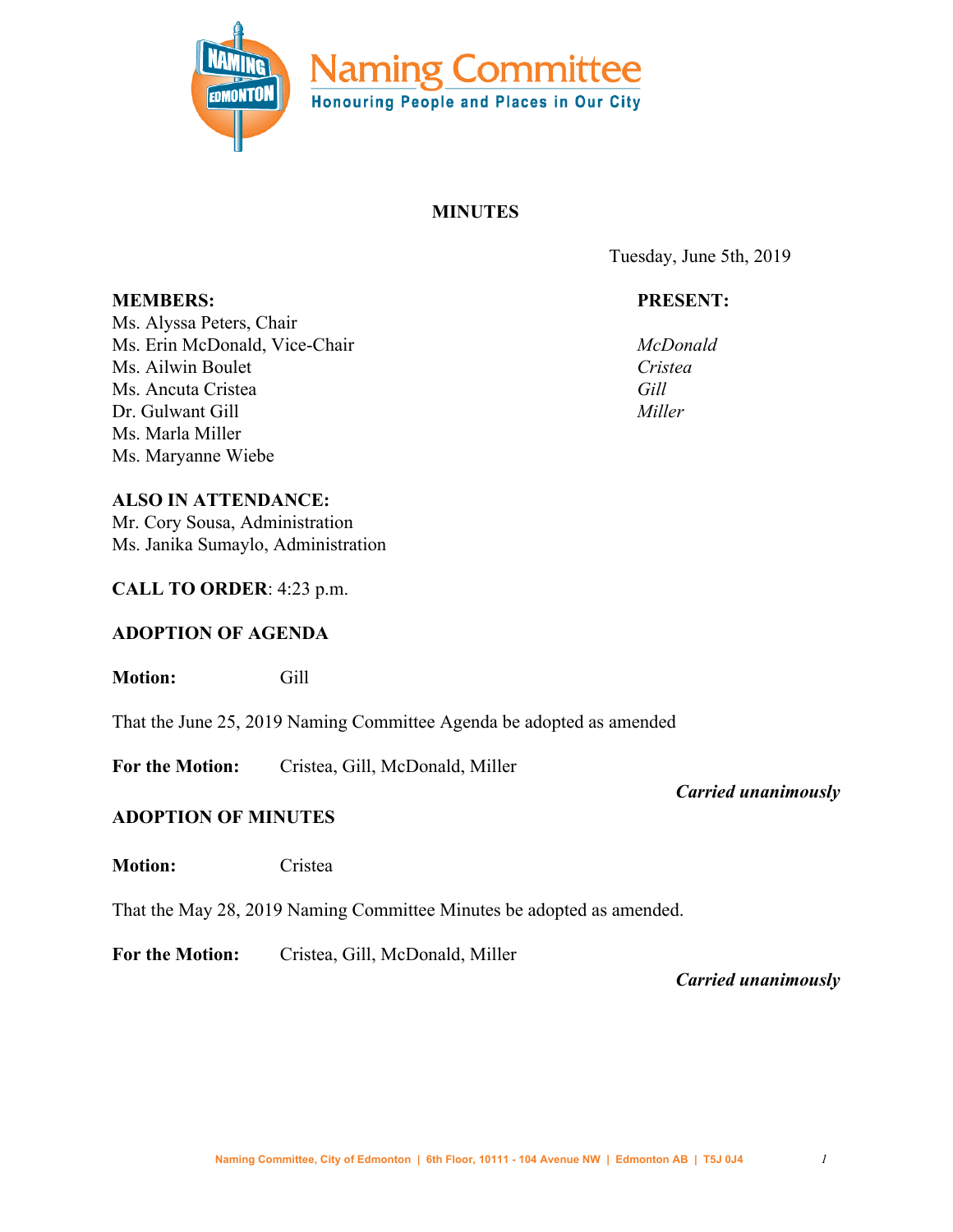Naming Committee

Honouring People and Places in Our City

# MINUTES

Tuesday, June 5th, 2019

**MEMBERS:**
Ms. Alyssa Peters, Chair
Ms. Erin McDonald, Vice-Chair
Ms. Ailwin Boulet
Ms. Ancuta Cristea
Dr. Gulwant Gill
Ms. Marla Miller
Ms. Maryanne Wiebe

**PRESENT:**

*McDonald*
*Cristea*
*Gill*
*Miller*

**ALSO IN ATTENDANCE:**
Mr. Cory Sousa, Administration
Ms. Janika Sumaylo, Administration

**CALL TO ORDER**: 4:23 p.m.

**ADOPTION OF AGENDA**

**Motion:** Gill

That the June 25, 2019 Naming Committee Agenda be adopted as amended

**For the Motion:** Cristea, Gill, McDonald, Miller

***Carried unanimously***

**ADOPTION OF MINUTES**

**Motion:** Cristea

That the May 28, 2019 Naming Committee Minutes be adopted as amended.

**For the Motion:** Cristea, Gill, McDonald, Miller

***Carried unanimously***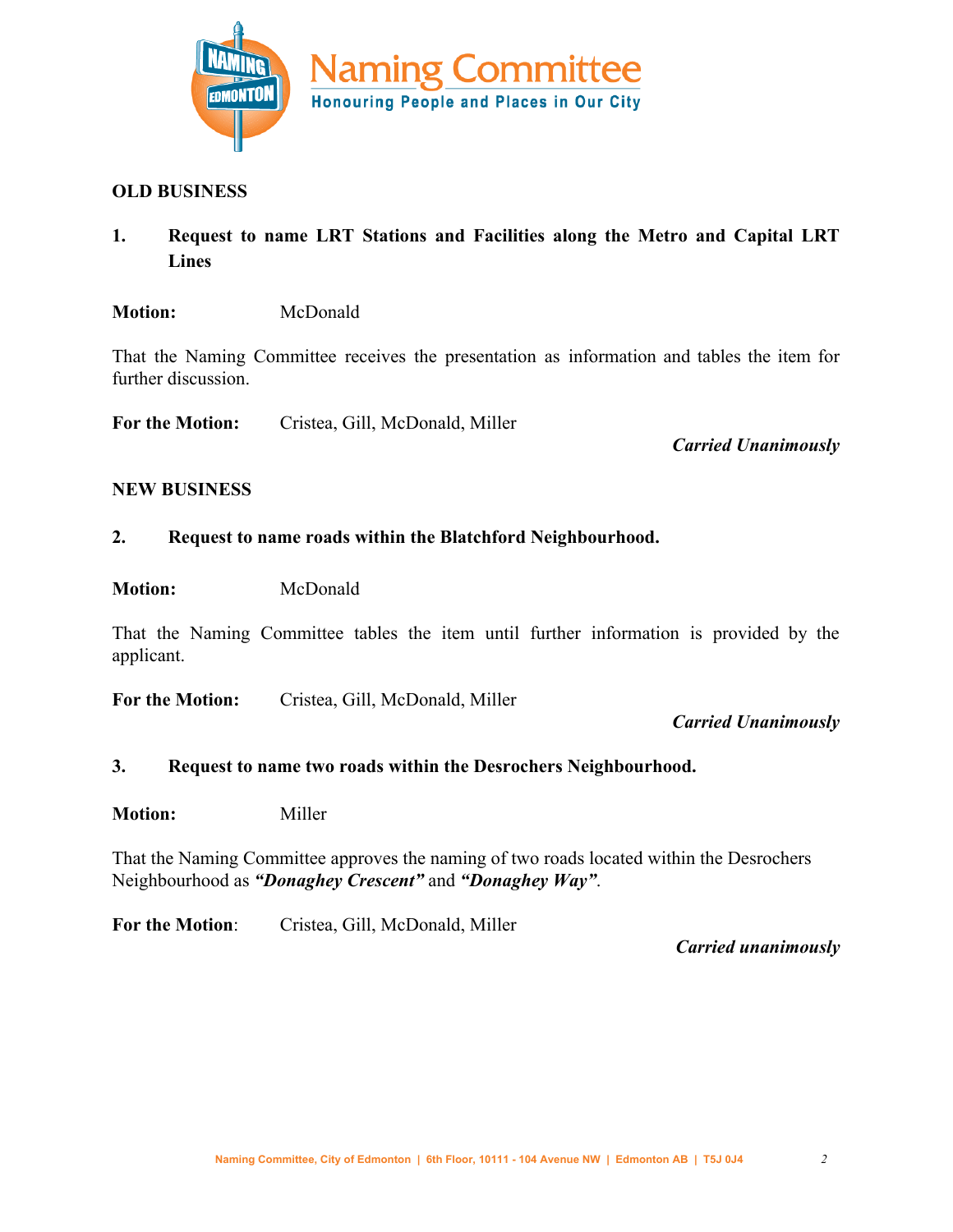## OLD BUSINESS

### 1. Request to name LRT Stations and Facilities along the Metro and Capital LRT Lines

**Motion:** McDonald

That the Naming Committee receives the presentation as information and tables the item for further discussion.

**For the Motion:** Cristea, Gill, McDonald, Miller

***Carried Unanimously***

## NEW BUSINESS

### 2. Request to name roads within the Blatchford Neighbourhood.

**Motion:** McDonald

That the Naming Committee tables the item until further information is provided by the applicant.

**For the Motion:** Cristea, Gill, McDonald, Miller

***Carried Unanimously***

### 3. Request to name two roads within the Desrochers Neighbourhood.

**Motion:** Miller

That the Naming Committee approves the naming of two roads located within the Desrochers Neighbourhood as ***"Donaghey Crescent"*** and ***"Donaghey Way"***.

**For the Motion**: Cristea, Gill, McDonald, Miller

***Carried unanimously***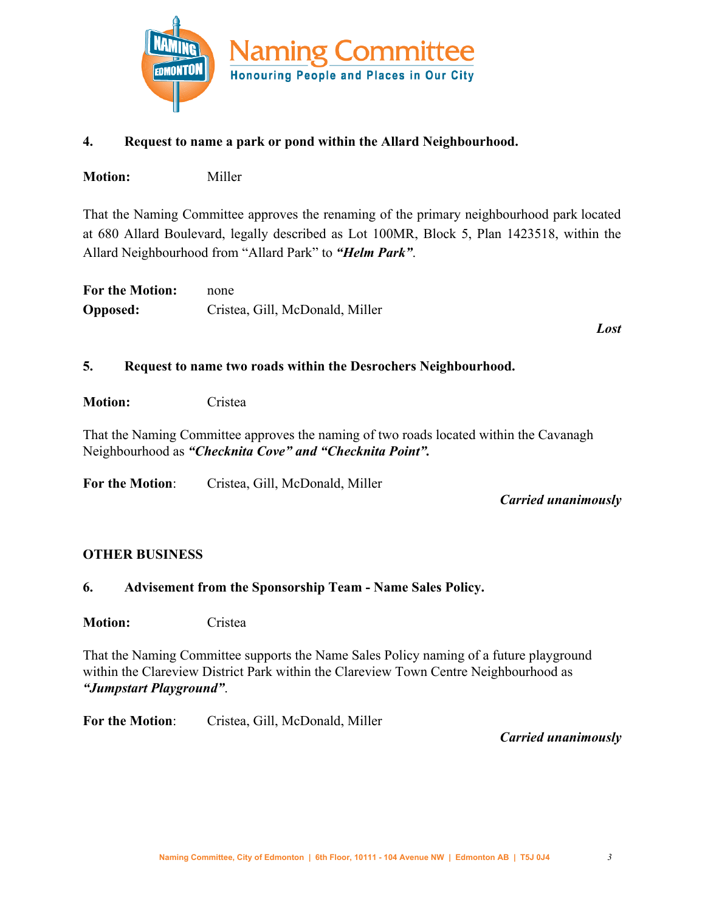**4. Request to name a park or pond within the Allard Neighbourhood.**

**Motion:** Miller

That the Naming Committee approves the renaming of the primary neighbourhood park located at 680 Allard Boulevard, legally described as Lot 100MR, Block 5, Plan 1423518, within the Allard Neighbourhood from “Allard Park” to ***“Helm Park”***.

**For the Motion:** none
**Opposed:** Cristea, Gill, McDonald, Miller

***Lost***

**5. Request to name two roads within the Desrochers Neighbourhood.**

**Motion:** Cristea

That the Naming Committee approves the naming of two roads located within the Cavanagh Neighbourhood as ***“Checknita Cove” and “Checknita Point”.***

**For the Motion**: Cristea, Gill, McDonald, Miller

***Carried unanimously***

**OTHER BUSINESS**

**6. Advisement from the Sponsorship Team - Name Sales Policy.**

**Motion:** Cristea

That the Naming Committee supports the Name Sales Policy naming of a future playground within the Clareview District Park within the Clareview Town Centre Neighbourhood as ***“Jumpstart Playground”***.

**For the Motion**: Cristea, Gill, McDonald, Miller

***Carried unanimously***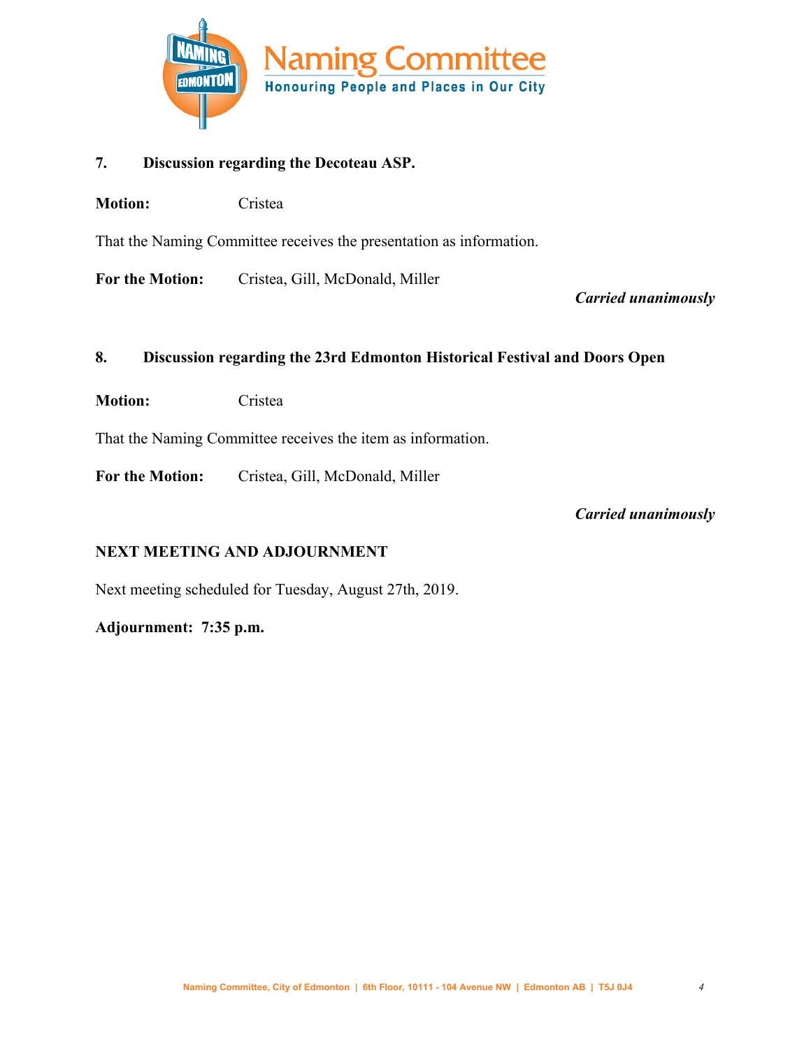**7. Discussion regarding the Decoteau ASP.**

**Motion:** Cristea

That the Naming Committee receives the presentation as information.

**For the Motion:** Cristea, Gill, McDonald, Miller

***Carried unanimously***

**8. Discussion regarding the 23rd Edmonton Historical Festival and Doors Open**

**Motion:** Cristea

That the Naming Committee receives the item as information.

**For the Motion:** Cristea, Gill, McDonald, Miller

***Carried unanimously***

**NEXT MEETING AND ADJOURNMENT**

Next meeting scheduled for Tuesday, August 27th, 2019.

**Adjournment: 7:35 p.m.**